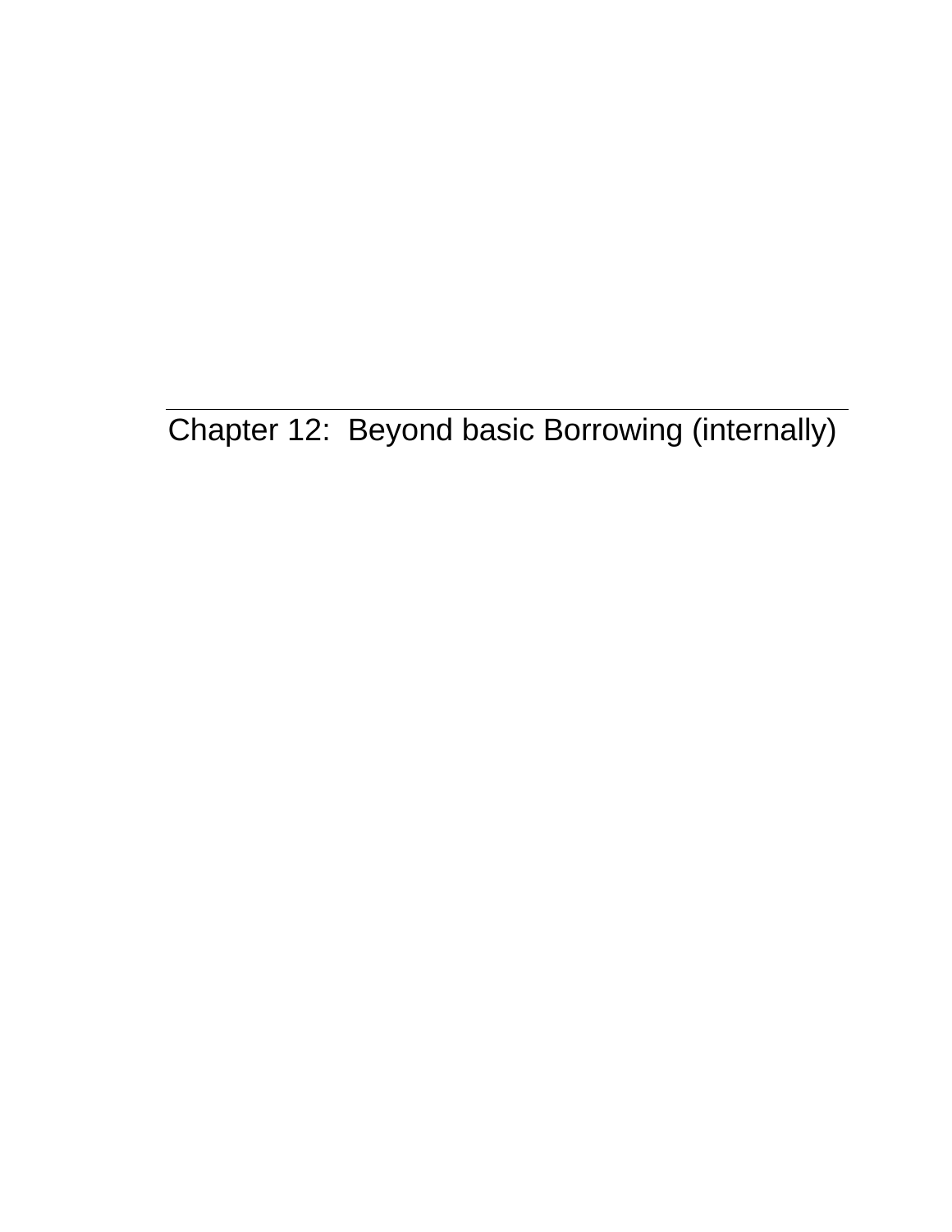# Chapter 12: Beyond basic Borrowing (internally)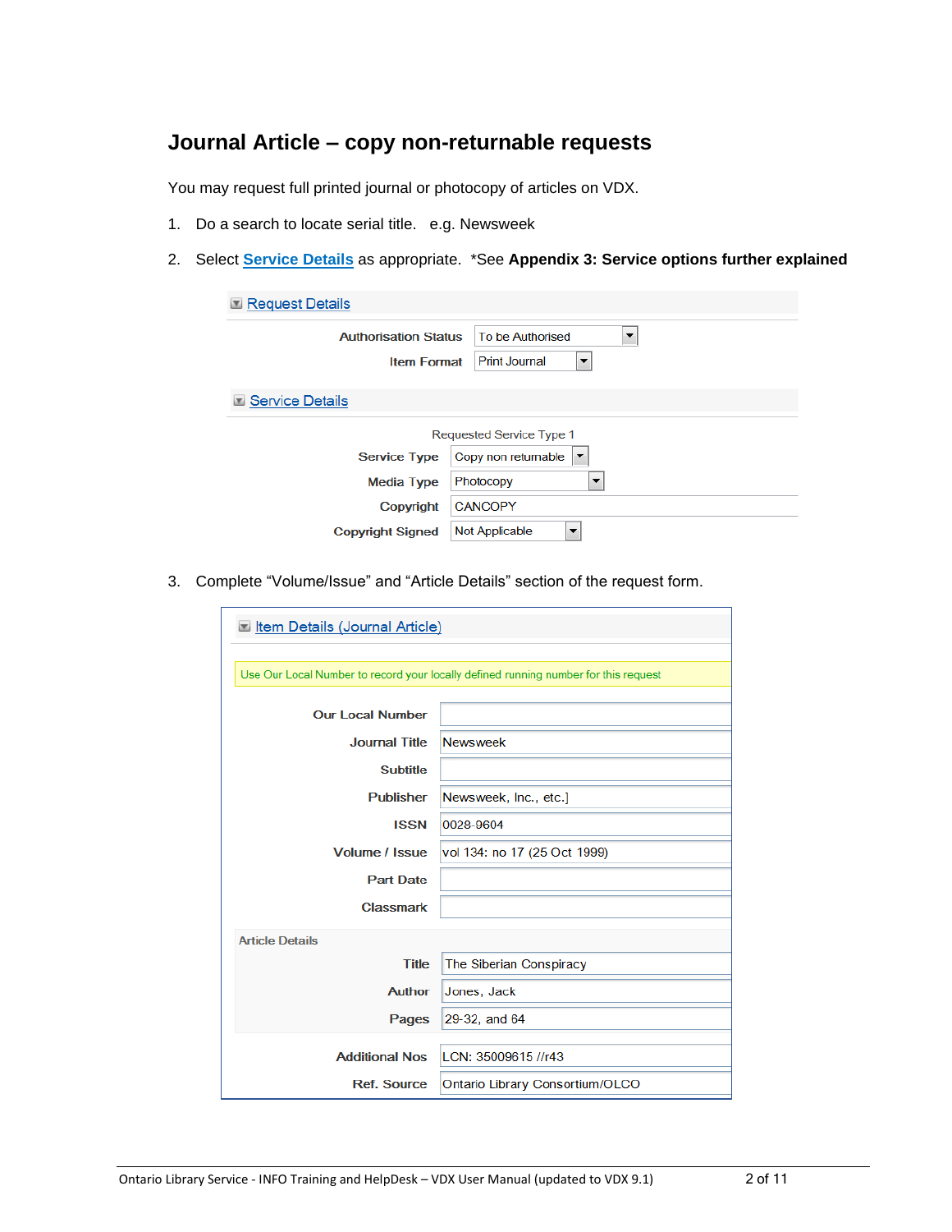# Journal Article – copy non-returnable requests

You may request full printed journal or photocopy of articles on VDX.

1. Do a search to locate serial title. e.g. Newsweek
2. Select **Service Details** as appropriate. *See **Appendix 3: Service options further explained**

**Request Details**

| | |
|---|---|
| Authorisation Status | To be Authorised |
| Item Format | Print Journal |

**Service Details**

Requested Service Type 1

| | |
|---|---|
| Service Type | Copy non returnable |
| Media Type | Photocopy |
| Copyright | CANCOPY |
| Copyright Signed | Not Applicable |

3. Complete "Volume/Issue" and "Article Details" section of the request form.

**Item Details (Journal Article)**

Use Our Local Number to record your locally defined running number for this request

| | |
|---|---|
| Our Local Number | |
| Journal Title | Newsweek |
| Subtitle | |
| Publisher | Newsweek, Inc., etc.] |
| ISSN | 0028-9604 |
| Volume / Issue | vol 134: no 17 (25 Oct 1999) |
| Part Date | |
| Classmark | |

Article Details

| | |
|---|---|
| Title | The Siberian Conspiracy |
| Author | Jones, Jack |
| Pages | 29-32, and 64 |

| | |
|---|---|
| Additional Nos | LCN: 35009615 //r43 |
| Ref. Source | Ontario Library Consortium/OLCO |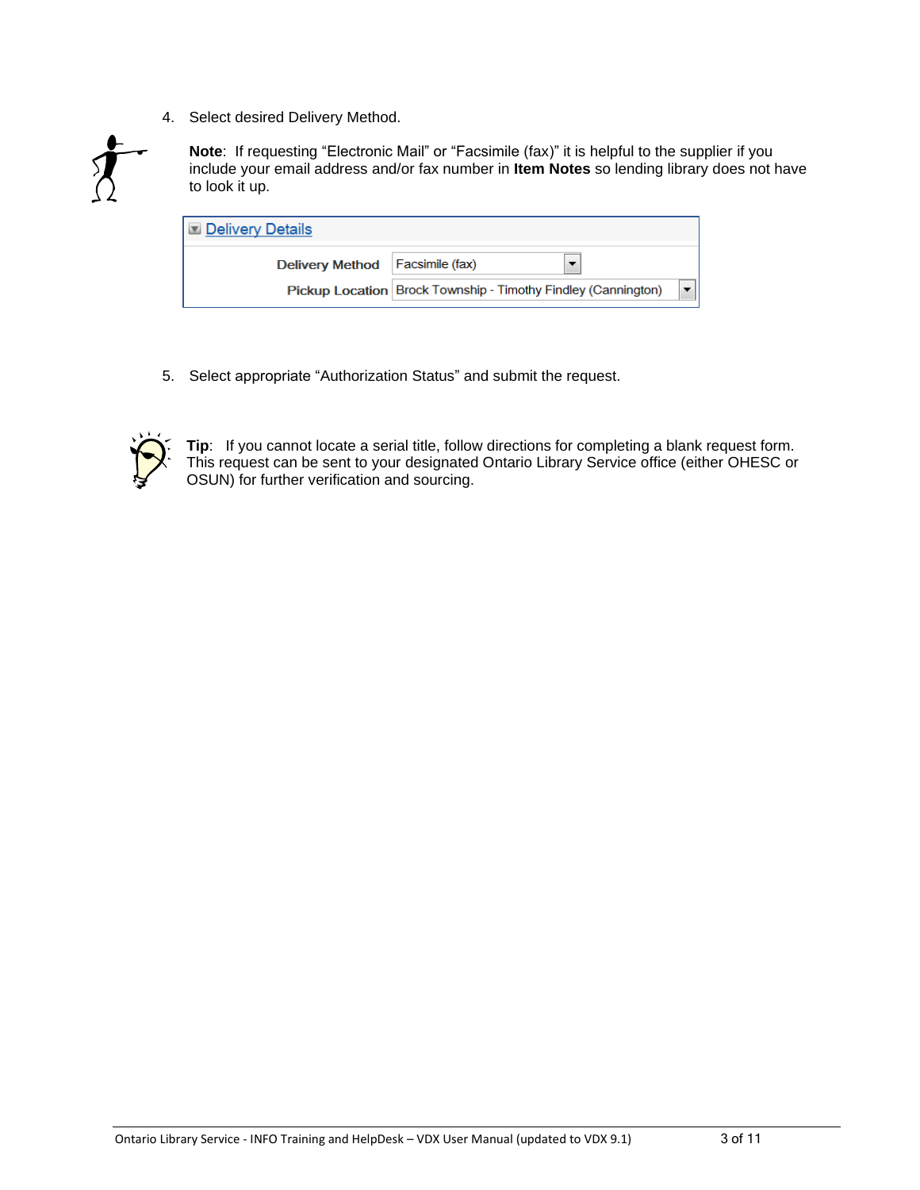4. Select desired Delivery Method.

**Note**: If requesting "Electronic Mail" or "Facsimile (fax)" it is helpful to the supplier if you include your email address and/or fax number in **Item Notes** so lending library does not have to look it up.

**Delivery Details**

| | |
|---|---|
| **Delivery Method** | Facsimile (fax) |
| **Pickup Location** | Brock Township - Timothy Findley (Cannington) |

5. Select appropriate "Authorization Status" and submit the request.

**Tip**: If you cannot locate a serial title, follow directions for completing a blank request form. This request can be sent to your designated Ontario Library Service office (either OHESC or OSUN) for further verification and sourcing.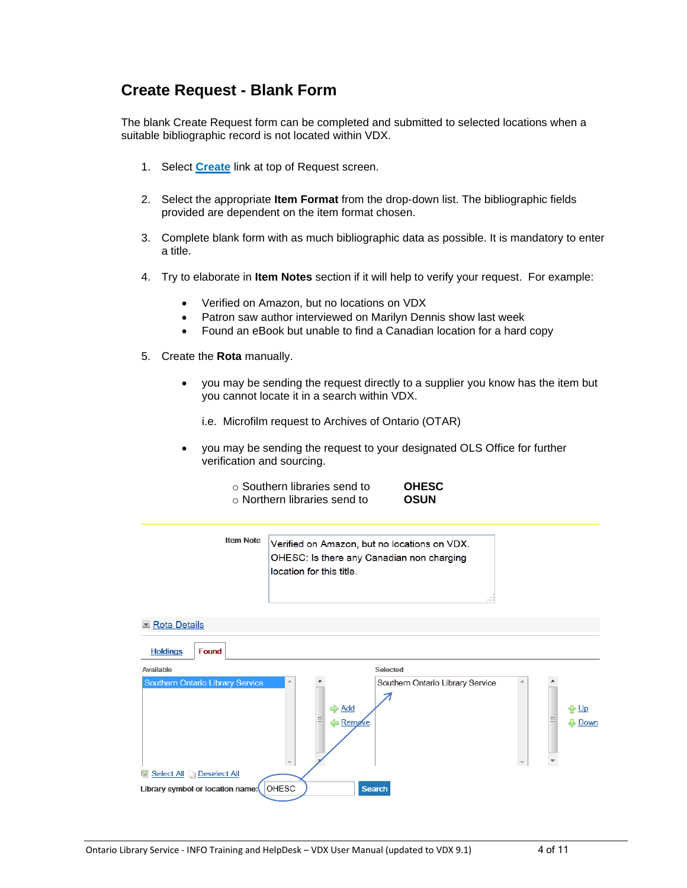# Create Request - Blank Form

The blank Create Request form can be completed and submitted to selected locations when a suitable bibliographic record is not located within VDX.

1. Select **Create** link at top of Request screen.

2. Select the appropriate **Item Format** from the drop-down list. The bibliographic fields provided are dependent on the item format chosen.

3. Complete blank form with as much bibliographic data as possible. It is mandatory to enter a title.

4. Try to elaborate in **Item Notes** section if it will help to verify your request. For example:

   - Verified on Amazon, but no locations on VDX
   - Patron saw author interviewed on Marilyn Dennis show last week
   - Found an eBook but unable to find a Canadian location for a hard copy

5. Create the **Rota** manually.

   - you may be sending the request directly to a supplier you know has the item but you cannot locate it in a search within VDX.

     i.e. Microfilm request to Archives of Ontario (OTAR)

   - you may be sending the request to your designated OLS Office for further verification and sourcing.

     - Southern libraries send to **OHESC**
     - Northern libraries send to **OSUN**

Item Note: Verified on Amazon, but no locations on VDX. OHESC: Is there any Canadian non charging location for this title.

Rota Details

Holdings | Found

Available: Southern Ontario Library Service

Add | Remove

Selected: Southern Ontario Library Service

Up | Down

Select All | Deselect All

Library symbol or location name: OHESC | Search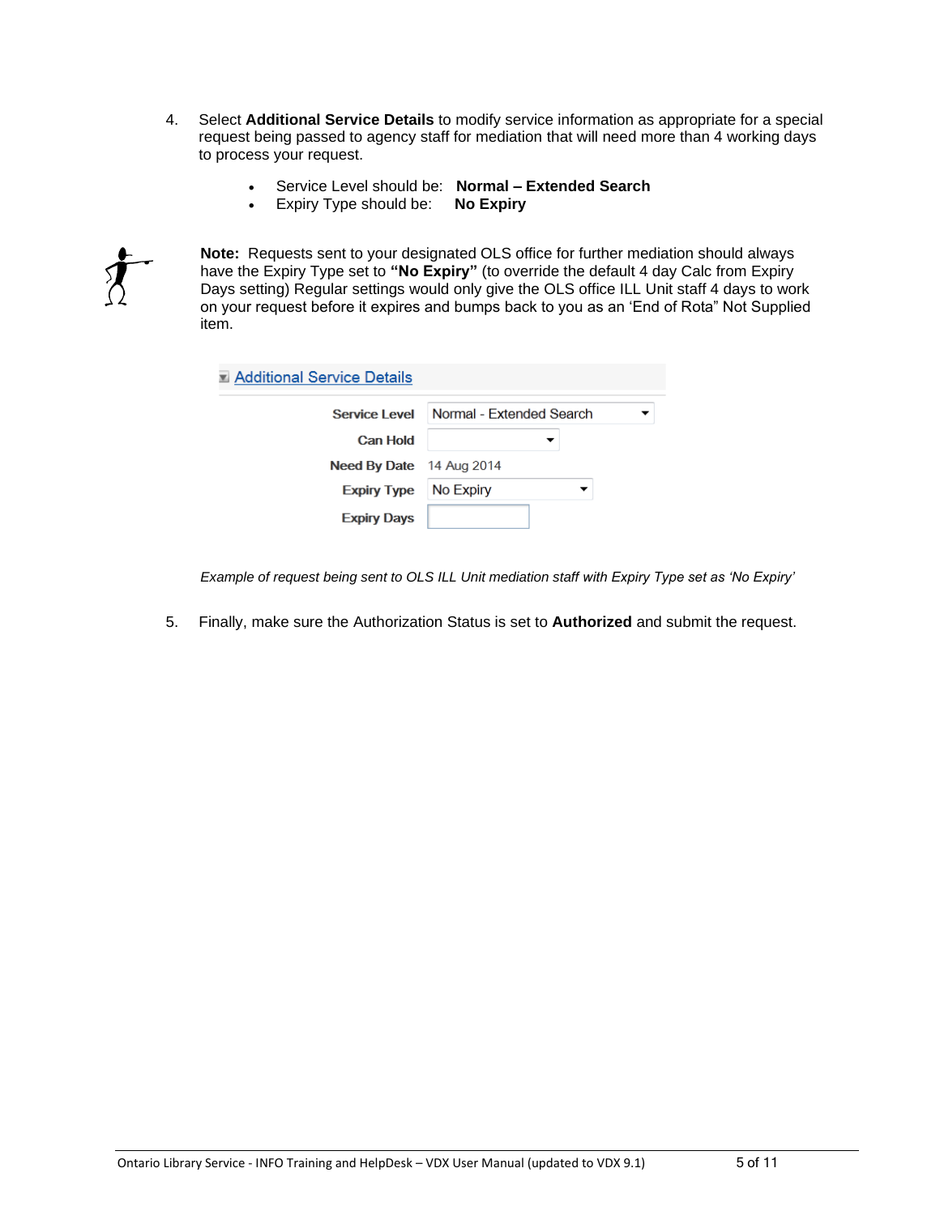4. Select **Additional Service Details** to modify service information as appropriate for a special request being passed to agency staff for mediation that will need more than 4 working days to process your request.

    - Service Level should be: **Normal – Extended Search**
    - Expiry Type should be: **No Expiry**

**Note:** Requests sent to your designated OLS office for further mediation should always have the Expiry Type set to **"No Expiry"** (to override the default 4 day Calc from Expiry Days setting) Regular settings would only give the OLS office ILL Unit staff 4 days to work on your request before it expires and bumps back to you as an 'End of Rota" Not Supplied item.

Additional Service Details

| | |
|---|---|
| Service Level | Normal - Extended Search |
| Can Hold | |
| Need By Date | 14 Aug 2014 |
| Expiry Type | No Expiry |
| Expiry Days | |

*Example of request being sent to OLS ILL Unit mediation staff with Expiry Type set as 'No Expiry'*

5. Finally, make sure the Authorization Status is set to **Authorized** and submit the request.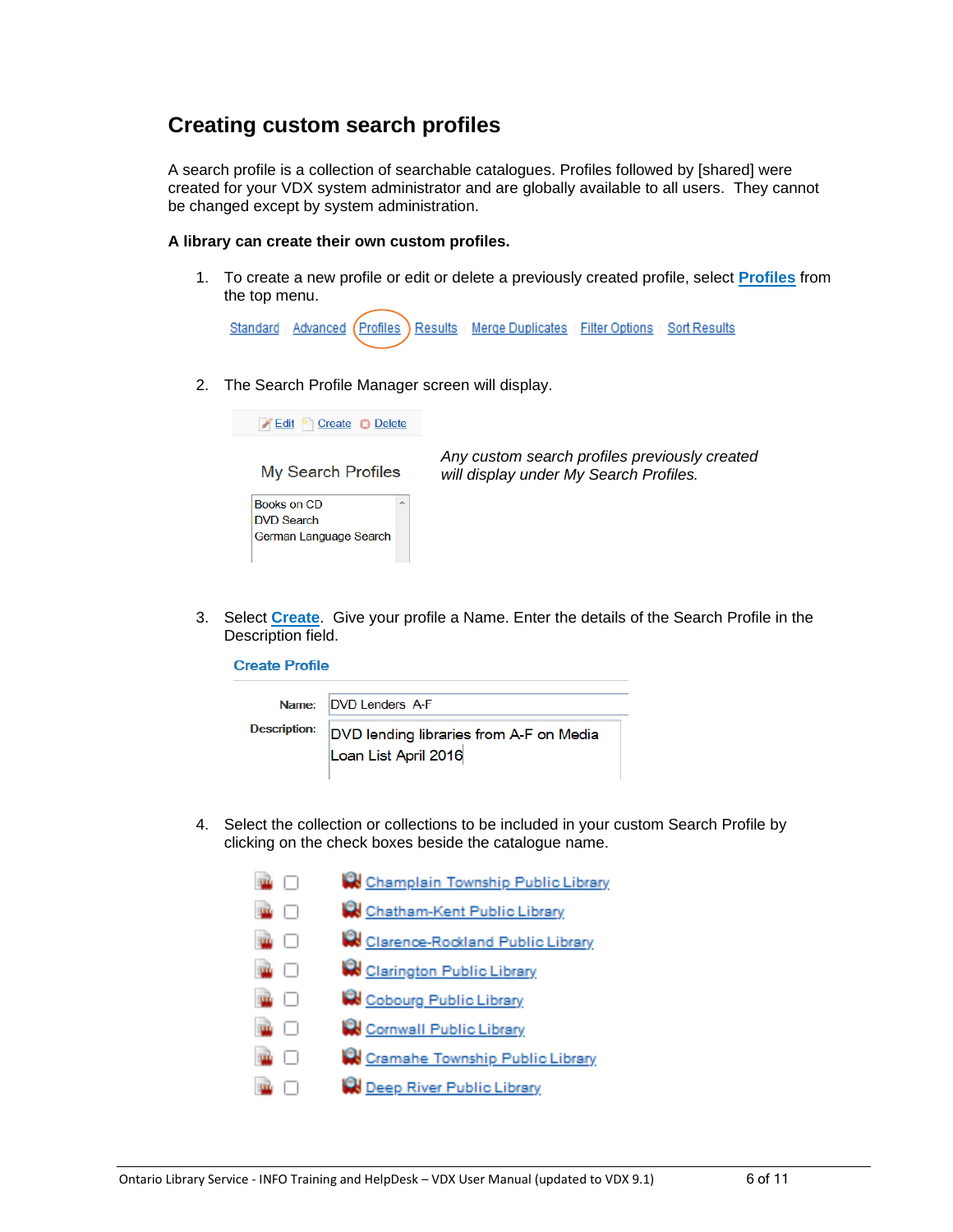## Creating custom search profiles

A search profile is a collection of searchable catalogues. Profiles followed by [shared] were created for your VDX system administrator and are globally available to all users. They cannot be changed except by system administration.

**A library can create their own custom profiles.**

1. To create a new profile or edit or delete a previously created profile, select **Profiles** from the top menu.

   Standard | Advanced | Profiles | Results | Merge Duplicates | Filter Options | Sort Results

2. The Search Profile Manager screen will display.

   Edit | Create | Delete

   My Search Profiles

   Books on CD
   DVD Search
   German Language Search

   *Any custom search profiles previously created will display under My Search Profiles.*

3. Select **Create**. Give your profile a Name. Enter the details of the Search Profile in the Description field.

   **Create Profile**

   Name: DVD Lenders A-F

   Description: DVD lending libraries from A-F on Media Loan List April 2016

4. Select the collection or collections to be included in your custom Search Profile by clicking on the check boxes beside the catalogue name.

   - Champlain Township Public Library
   - Chatham-Kent Public Library
   - Clarence-Rockland Public Library
   - Clarington Public Library
   - Cobourg Public Library
   - Cornwall Public Library
   - Cramahe Township Public Library
   - Deep River Public Library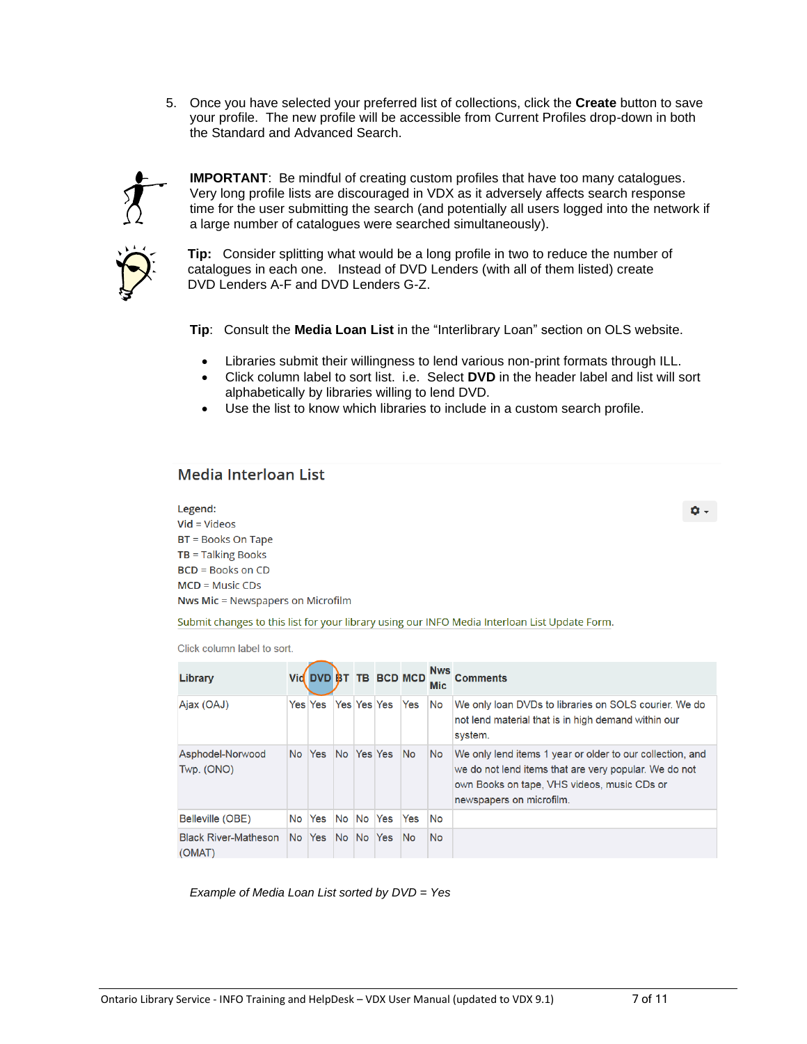5. Once you have selected your preferred list of collections, click the **Create** button to save your profile. The new profile will be accessible from Current Profiles drop-down in both the Standard and Advanced Search.

**IMPORTANT**: Be mindful of creating custom profiles that have too many catalogues. Very long profile lists are discouraged in VDX as it adversely affects search response time for the user submitting the search (and potentially all users logged into the network if a large number of catalogues were searched simultaneously).

**Tip:** Consider splitting what would be a long profile in two to reduce the number of catalogues in each one. Instead of DVD Lenders (with all of them listed) create DVD Lenders A-F and DVD Lenders G-Z.

**Tip**: Consult the **Media Loan List** in the "Interlibrary Loan" section on OLS website.

- Libraries submit their willingness to lend various non-print formats through ILL.
- Click column label to sort list. i.e. Select **DVD** in the header label and list will sort alphabetically by libraries willing to lend DVD.
- Use the list to know which libraries to include in a custom search profile.

## Media Interloan List

Legend:
**Vid** = Videos
**BT** = Books On Tape
**TB** = Talking Books
**BCD** = Books on CD
**MCD** = Music CDs
**Nws Mic** = Newspapers on Microfilm

Submit changes to this list for your library using our INFO Media Interloan List Update Form.

Click column label to sort.

| Library | Vid | DVD | BT | TB | BCD | MCD | Nws Mic | Comments |
|---|---|---|---|---|---|---|---|---|
| Ajax (OAJ) | Yes | Yes | Yes | Yes | Yes | Yes | No | We only loan DVDs to libraries on SOLS courier. We do not lend material that is in high demand within our system. |
| Asphodel-Norwood Twp. (ONO) | No | Yes | No | Yes | Yes | No | No | We only lend items 1 year or older to our collection, and we do not lend items that are very popular. We do not own Books on tape, VHS videos, music CDs or newspapers on microfilm. |
| Belleville (OBE) | No | Yes | No | No | Yes | Yes | No | |
| Black River-Matheson (OMAT) | No | Yes | No | No | Yes | No | No | |

*Example of Media Loan List sorted by DVD = Yes*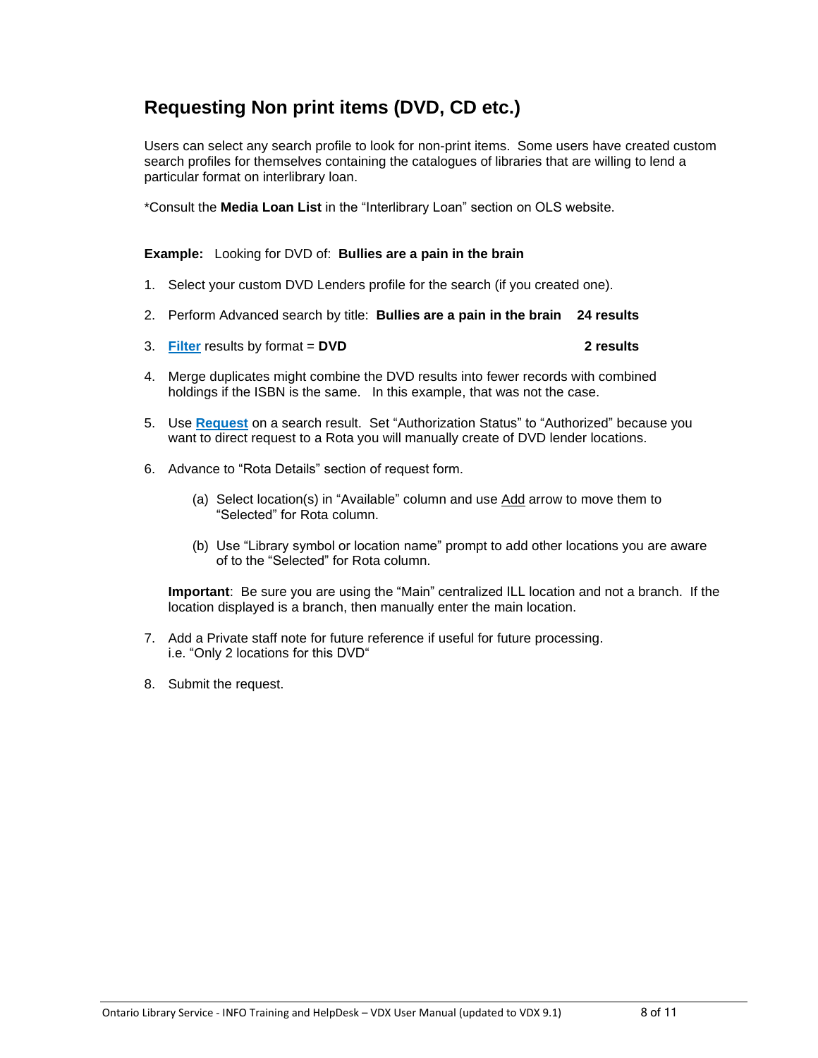## Requesting Non print items (DVD, CD etc.)

Users can select any search profile to look for non-print items. Some users have created custom search profiles for themselves containing the catalogues of libraries that are willing to lend a particular format on interlibrary loan.

*Consult the **Media Loan List** in the "Interlibrary Loan" section on OLS website.

**Example:** Looking for DVD of: **Bullies are a pain in the brain**

1. Select your custom DVD Lenders profile for the search (if you created one).
2. Perform Advanced search by title: **Bullies are a pain in the brain** **24 results**
3. **Filter** results by format = **DVD** **2 results**
4. Merge duplicates might combine the DVD results into fewer records with combined holdings if the ISBN is the same. In this example, that was not the case.
5. Use **Request** on a search result. Set "Authorization Status" to "Authorized" because you want to direct request to a Rota you will manually create of DVD lender locations.
6. Advance to "Rota Details" section of request form.
   (a) Select location(s) in "Available" column and use Add arrow to move them to "Selected" for Rota column.
   (b) Use "Library symbol or location name" prompt to add other locations you are aware of to the "Selected" for Rota column.

   **Important**: Be sure you are using the "Main" centralized ILL location and not a branch. If the location displayed is a branch, then manually enter the main location.
7. Add a Private staff note for future reference if useful for future processing. i.e. "Only 2 locations for this DVD"
8. Submit the request.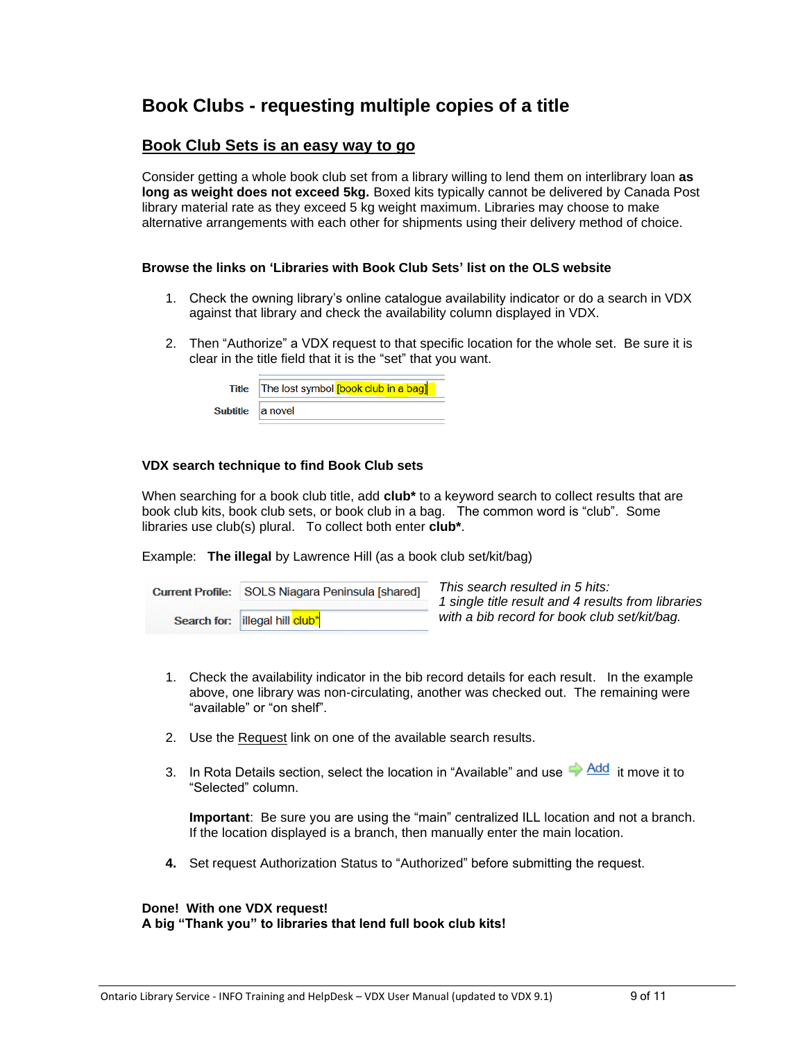# Book Clubs - requesting multiple copies of a title

## Book Club Sets is an easy way to go

Consider getting a whole book club set from a library willing to lend them on interlibrary loan **as long as weight does not exceed 5kg.** Boxed kits typically cannot be delivered by Canada Post library material rate as they exceed 5 kg weight maximum. Libraries may choose to make alternative arrangements with each other for shipments using their delivery method of choice.

### Browse the links on 'Libraries with Book Club Sets' list on the OLS website

1. Check the owning library's online catalogue availability indicator or do a search in VDX against that library and check the availability column displayed in VDX.

2. Then "Authorize" a VDX request to that specific location for the whole set. Be sure it is clear in the title field that it is the "set" that you want.

| | |
|---|---|
| Title | The lost symbol [book club in a bag] |
| Subtitle | a novel |

### VDX search technique to find Book Club sets

When searching for a book club title, add **club*** to a keyword search to collect results that are book club kits, book club sets, or book club in a bag. The common word is "club". Some libraries use club(s) plural. To collect both enter **club***.

Example: **The illegal** by Lawrence Hill (as a book club set/kit/bag)

| | |
|---|---|
| Current Profile: | SOLS Niagara Peninsula [shared] |
| Search for: | illegal hill club* |

*This search resulted in 5 hits: 1 single title result and 4 results from libraries with a bib record for book club set/kit/bag.*

1. Check the availability indicator in the bib record details for each result. In the example above, one library was non-circulating, another was checked out. The remaining were "available" or "on shelf".

2. Use the Request link on one of the available search results.

3. In Rota Details section, select the location in "Available" and use Add it move it to "Selected" column.

   **Important**: Be sure you are using the "main" centralized ILL location and not a branch. If the location displayed is a branch, then manually enter the main location.

4. Set request Authorization Status to "Authorized" before submitting the request.

**Done! With one VDX request!**
**A big "Thank you" to libraries that lend full book club kits!**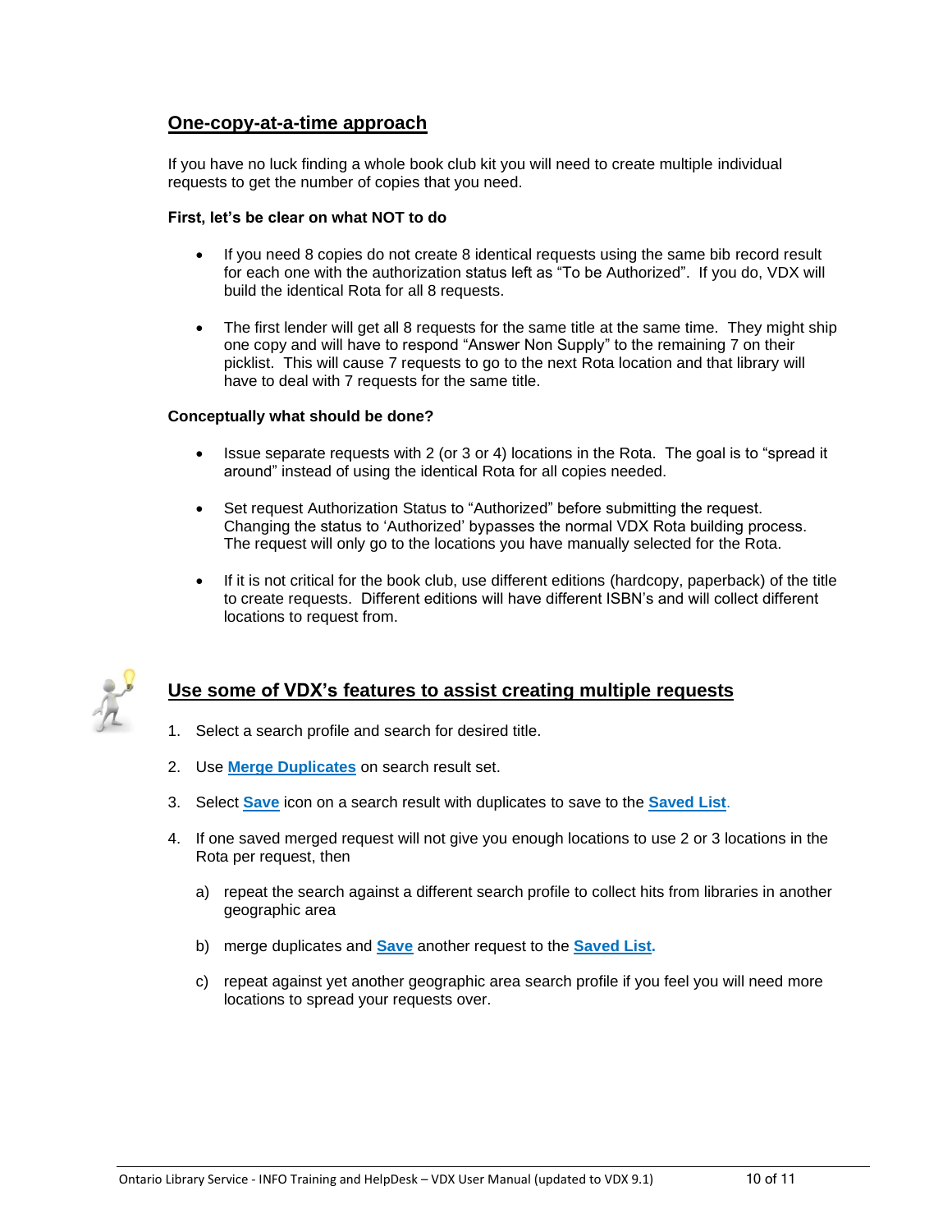## One-copy-at-a-time approach

If you have no luck finding a whole book club kit you will need to create multiple individual requests to get the number of copies that you need.

**First, let's be clear on what NOT to do**

- If you need 8 copies do not create 8 identical requests using the same bib record result for each one with the authorization status left as "To be Authorized". If you do, VDX will build the identical Rota for all 8 requests.
- The first lender will get all 8 requests for the same title at the same time. They might ship one copy and will have to respond "Answer Non Supply" to the remaining 7 on their picklist. This will cause 7 requests to go to the next Rota location and that library will have to deal with 7 requests for the same title.

**Conceptually what should be done?**

- Issue separate requests with 2 (or 3 or 4) locations in the Rota. The goal is to "spread it around" instead of using the identical Rota for all copies needed.
- Set request Authorization Status to "Authorized" before submitting the request. Changing the status to 'Authorized' bypasses the normal VDX Rota building process. The request will only go to the locations you have manually selected for the Rota.
- If it is not critical for the book club, use different editions (hardcopy, paperback) of the title to create requests. Different editions will have different ISBN's and will collect different locations to request from.

## Use some of VDX's features to assist creating multiple requests

1. Select a search profile and search for desired title.
2. Use **Merge Duplicates** on search result set.
3. Select **Save** icon on a search result with duplicates to save to the **Saved List**.
4. If one saved merged request will not give you enough locations to use 2 or 3 locations in the Rota per request, then
   a) repeat the search against a different search profile to collect hits from libraries in another geographic area
   b) merge duplicates and **Save** another request to the **Saved List.**
   c) repeat against yet another geographic area search profile if you feel you will need more locations to spread your requests over.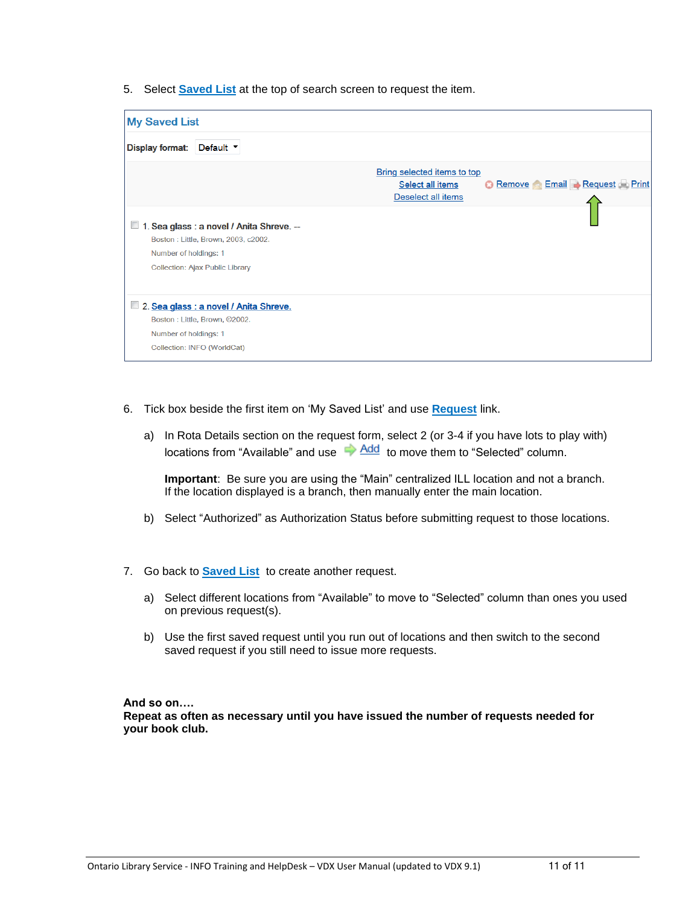5. Select **Saved List** at the top of search screen to request the item.

My Saved List

Display format: Default

Bring selected items to top
Select all items
Deselect all items
Remove Email Request Print

1. Sea glass : a novel / Anita Shreve. --
Boston : Little, Brown, 2003, c2002.
Number of holdings: 1
Collection: Ajax Public Library

2. Sea glass : a novel / Anita Shreve.
Boston : Little, Brown, ©2002.
Number of holdings: 1
Collection: INFO (WorldCat)

6. Tick box beside the first item on 'My Saved List' and use **Request** link.

   a) In Rota Details section on the request form, select 2 (or 3-4 if you have lots to play with) locations from "Available" and use Add to move them to "Selected" column.

      **Important**: Be sure you are using the "Main" centralized ILL location and not a branch. If the location displayed is a branch, then manually enter the main location.

   b) Select "Authorized" as Authorization Status before submitting request to those locations.

7. Go back to **Saved List** to create another request.

   a) Select different locations from "Available" to move to "Selected" column than ones you used on previous request(s).

   b) Use the first saved request until you run out of locations and then switch to the second saved request if you still need to issue more requests.

**And so on….**
**Repeat as often as necessary until you have issued the number of requests needed for your book club.**